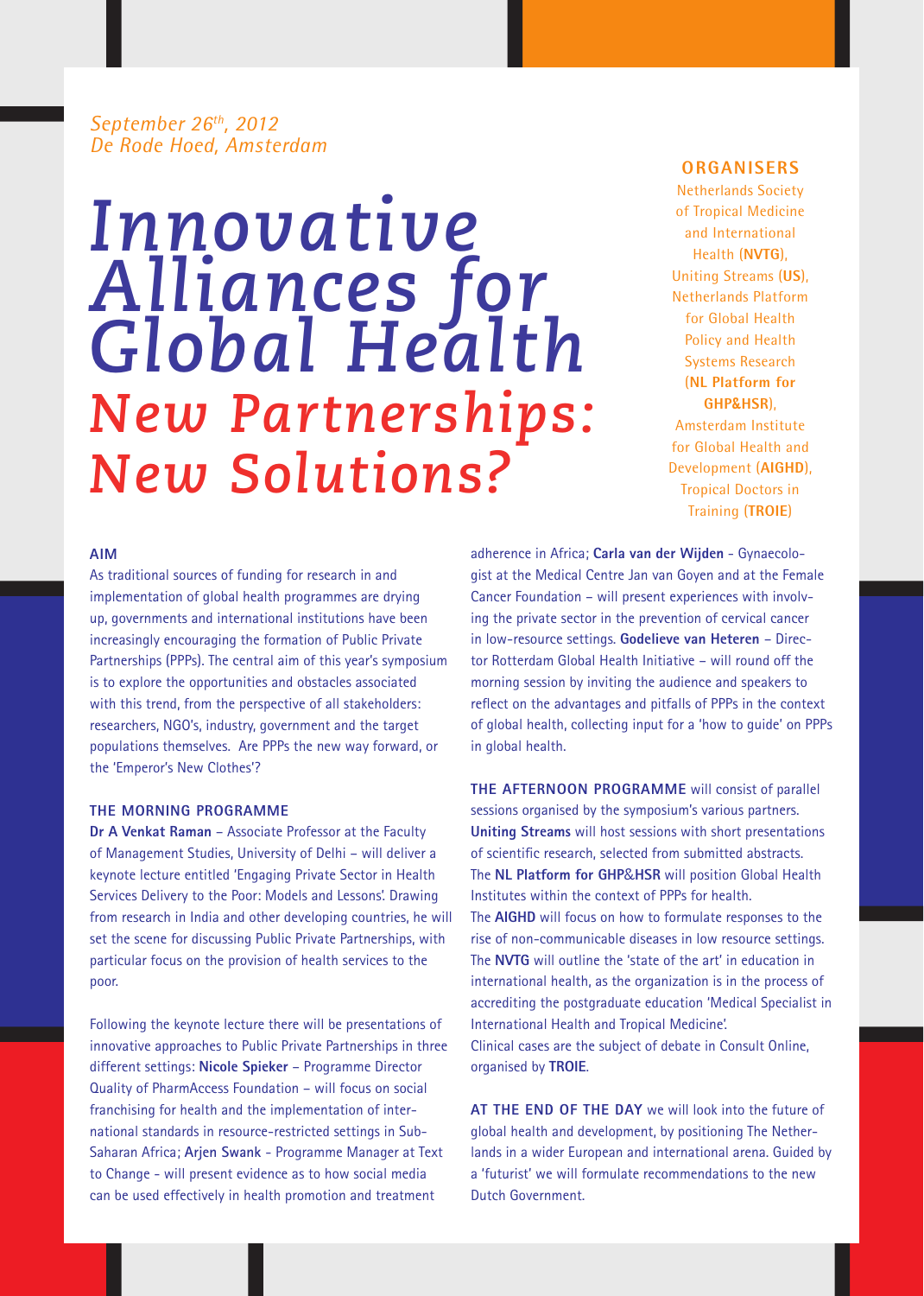*September 26th, 2012*
*De Rode Hoed, Amsterdam*

# Innovative Alliances for Global Health

## New Partnerships: New Solutions?

### ORGANISERS

Netherlands Society of Tropical Medicine and International Health (**NVTG**), Uniting Streams (**US**), Netherlands Platform for Global Health Policy and Health Systems Research (**NL Platform for GHP&HSR**), Amsterdam Institute for Global Health and Development (**AIGHD**), Tropical Doctors in Training (**TROIE**)

### AIM

As traditional sources of funding for research in and implementation of global health programmes are drying up, governments and international institutions have been increasingly encouraging the formation of Public Private Partnerships (PPPs). The central aim of this year's symposium is to explore the opportunities and obstacles associated with this trend, from the perspective of all stakeholders: researchers, NGO's, industry, government and the target populations themselves. Are PPPs the new way forward, or the 'Emperor's New Clothes'?

### THE MORNING PROGRAMME

**Dr A Venkat Raman** – Associate Professor at the Faculty of Management Studies, University of Delhi – will deliver a keynote lecture entitled 'Engaging Private Sector in Health Services Delivery to the Poor: Models and Lessons'. Drawing from research in India and other developing countries, he will set the scene for discussing Public Private Partnerships, with particular focus on the provision of health services to the poor.

Following the keynote lecture there will be presentations of innovative approaches to Public Private Partnerships in three different settings: **Nicole Spieker** – Programme Director Quality of PharmAccess Foundation – will focus on social franchising for health and the implementation of international standards in resource-restricted settings in Sub-Saharan Africa; **Arjen Swank** - Programme Manager at Text to Change - will present evidence as to how social media can be used effectively in health promotion and treatment adherence in Africa; **Carla van der Wijden** - Gynaecologist at the Medical Centre Jan van Goyen and at the Female Cancer Foundation – will present experiences with involving the private sector in the prevention of cervical cancer in low-resource settings. **Godelieve van Heteren** – Director Rotterdam Global Health Initiative – will round off the morning session by inviting the audience and speakers to reflect on the advantages and pitfalls of PPPs in the context of global health, collecting input for a 'how to guide' on PPPs in global health.

**THE AFTERNOON PROGRAMME** will consist of parallel sessions organised by the symposium's various partners. **Uniting Streams** will host sessions with short presentations of scientific research, selected from submitted abstracts. The **NL Platform for GHP&HSR** will position Global Health Institutes within the context of PPPs for health. The **AIGHD** will focus on how to formulate responses to the rise of non-communicable diseases in low resource settings. The **NVTG** will outline the 'state of the art' in education in international health, as the organization is in the process of accrediting the postgraduate education 'Medical Specialist in International Health and Tropical Medicine'. Clinical cases are the subject of debate in Consult Online, organised by **TROIE**.

**AT THE END OF THE DAY** we will look into the future of global health and development, by positioning The Netherlands in a wider European and international arena. Guided by a 'futurist' we will formulate recommendations to the new Dutch Government.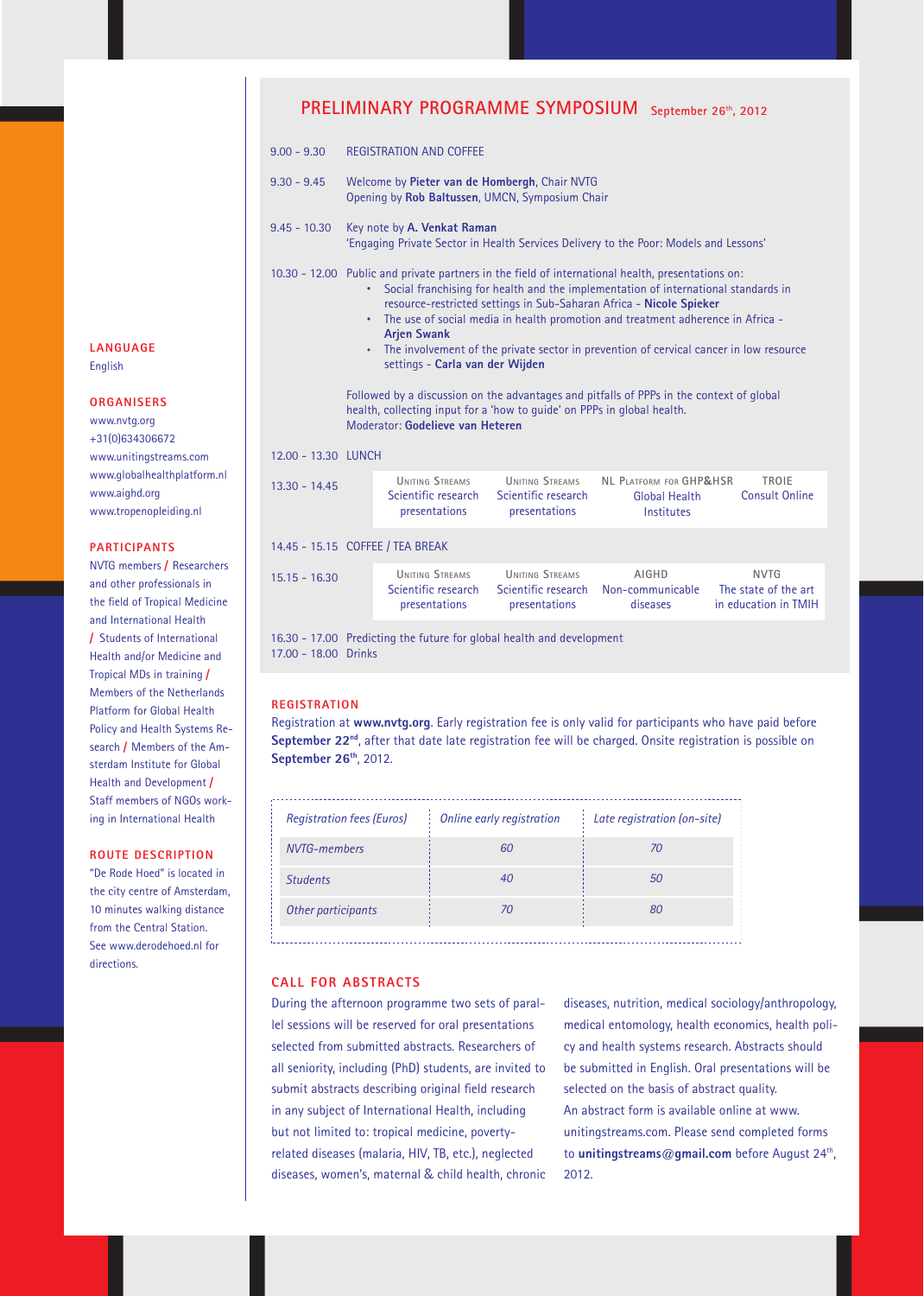## PRELIMINARY PROGRAMME SYMPOSIUM September 26th, 2012

9.00 - 9.30 REGISTRATION AND COFFEE

9.30 - 9.45 Welcome by **Pieter van de Hombergh**, Chair NVTG
Opening by **Rob Baltussen**, UMCN, Symposium Chair

9.45 - 10.30 Key note by **A. Venkat Raman**
'Engaging Private Sector in Health Services Delivery to the Poor: Models and Lessons'

10.30 - 12.00 Public and private partners in the field of international health, presentations on:

- Social franchising for health and the implementation of international standards in resource-restricted settings in Sub-Saharan Africa - **Nicole Spieker**
- The use of social media in health promotion and treatment adherence in Africa - **Arjen Swank**
- The involvement of the private sector in prevention of cervical cancer in low resource settings - **Carla van der Wijden**

Followed by a discussion on the advantages and pitfalls of PPPs in the context of global health, collecting input for a 'how to guide' on PPPs in global health.
Moderator: **Godelieve van Heteren**

12.00 - 13.30 LUNCH

| | | | | |
|---|---|---|---|---|
| 13.30 - 14.45 | Uniting Streams Scientific research presentations | Uniting Streams Scientific research presentations | NL Platform for GHP&HSR Global Health Institutes | TROIE Consult Online |

14.45 - 15.15 COFFEE / TEA BREAK

| | | | | |
|---|---|---|---|---|
| 15.15 - 16.30 | Uniting Streams Scientific research presentations | Uniting Streams Scientific research presentations | AIGHD Non-communicable diseases | NVTG The state of the art in education in TMIH |

16.30 - 17.00 Predicting the future for global health and development
17.00 - 18.00 Drinks

### LANGUAGE
English

### ORGANISERS
www.nvtg.org
+31(0)634306672
www.unitingstreams.com
www.globalhealthplatform.nl
www.aighd.org
www.tropenopleiding.nl

### PARTICIPANTS
NVTG members / Researchers and other professionals in the field of Tropical Medicine and International Health / Students of International Health and/or Medicine and Tropical MDs in training / Members of the Netherlands Platform for Global Health Policy and Health Systems Research / Members of the Amsterdam Institute for Global Health and Development / Staff members of NGOs working in International Health

### ROUTE DESCRIPTION
"De Rode Hoed" is located in the city centre of Amsterdam, 10 minutes walking distance from the Central Station. See www.derodehoed.nl for directions.

### REGISTRATION
Registration at **www.nvtg.org**. Early registration fee is only valid for participants who have paid before **September 22nd**, after that date late registration fee will be charged. Onsite registration is possible on **September 26th**, 2012.

| *Registration fees (Euros)* | *Online early registration* | *Late registration (on-site)* |
|---|---|---|
| *NVTG-members* | *60* | *70* |
| *Students* | *40* | *50* |
| *Other participants* | *70* | *80* |

### CALL FOR ABSTRACTS
During the afternoon programme two sets of parallel sessions will be reserved for oral presentations selected from submitted abstracts. Researchers of all seniority, including (PhD) students, are invited to submit abstracts describing original field research in any subject of International Health, including but not limited to: tropical medicine, poverty-related diseases (malaria, HIV, TB, etc.), neglected diseases, women's, maternal & child health, chronic diseases, nutrition, medical sociology/anthropology, medical entomology, health economics, health policy and health systems research. Abstracts should be submitted in English. Oral presentations will be selected on the basis of abstract quality.
An abstract form is available online at www.unitingstreams.com. Please send completed forms to **unitingstreams@gmail.com** before August 24th, 2012.